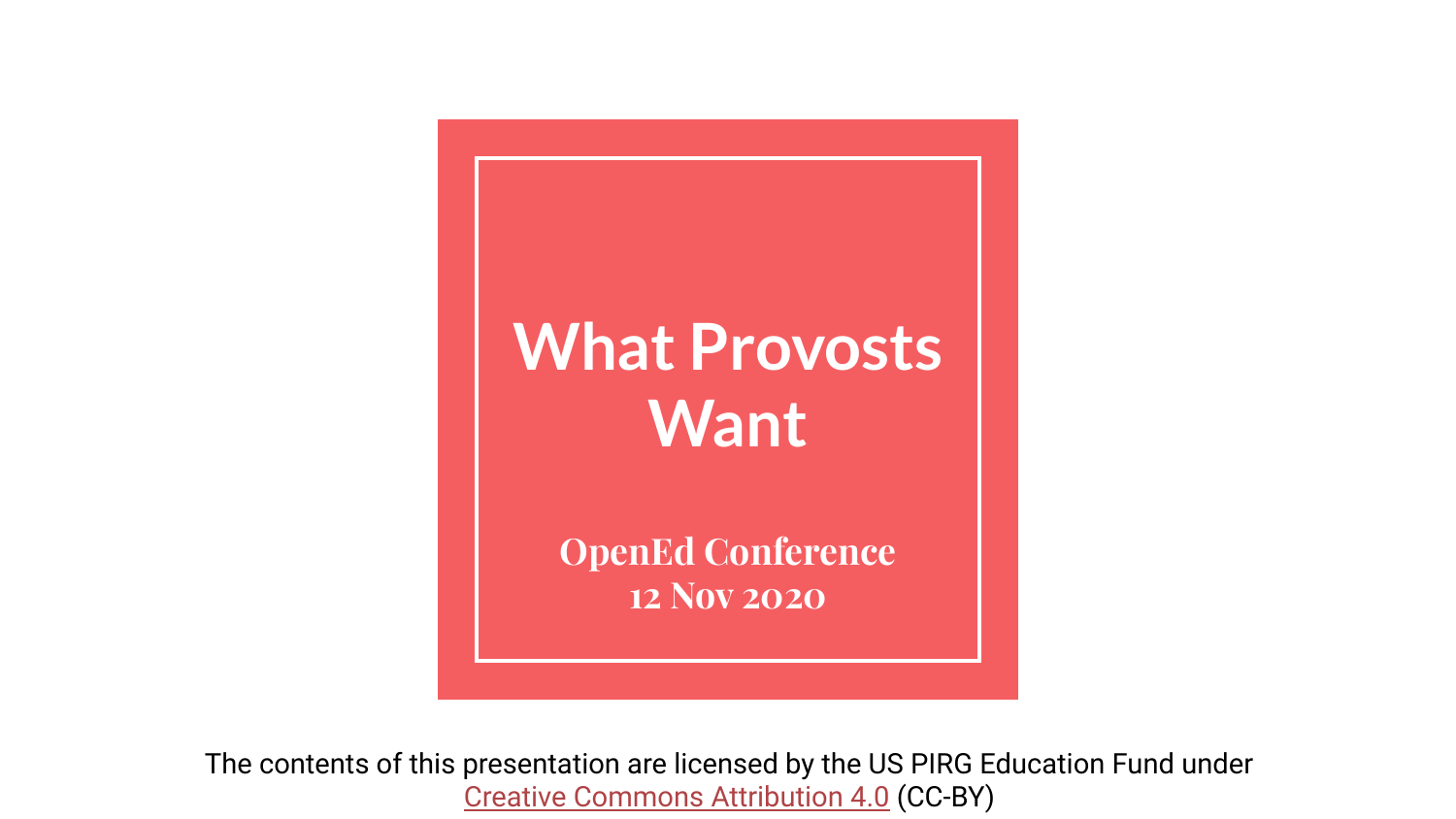# What Provosts Want

**OpenEd Conference**
**12 Nov 2020**

The contents of this presentation are licensed by the US PIRG Education Fund under Creative Commons Attribution 4.0 (CC-BY)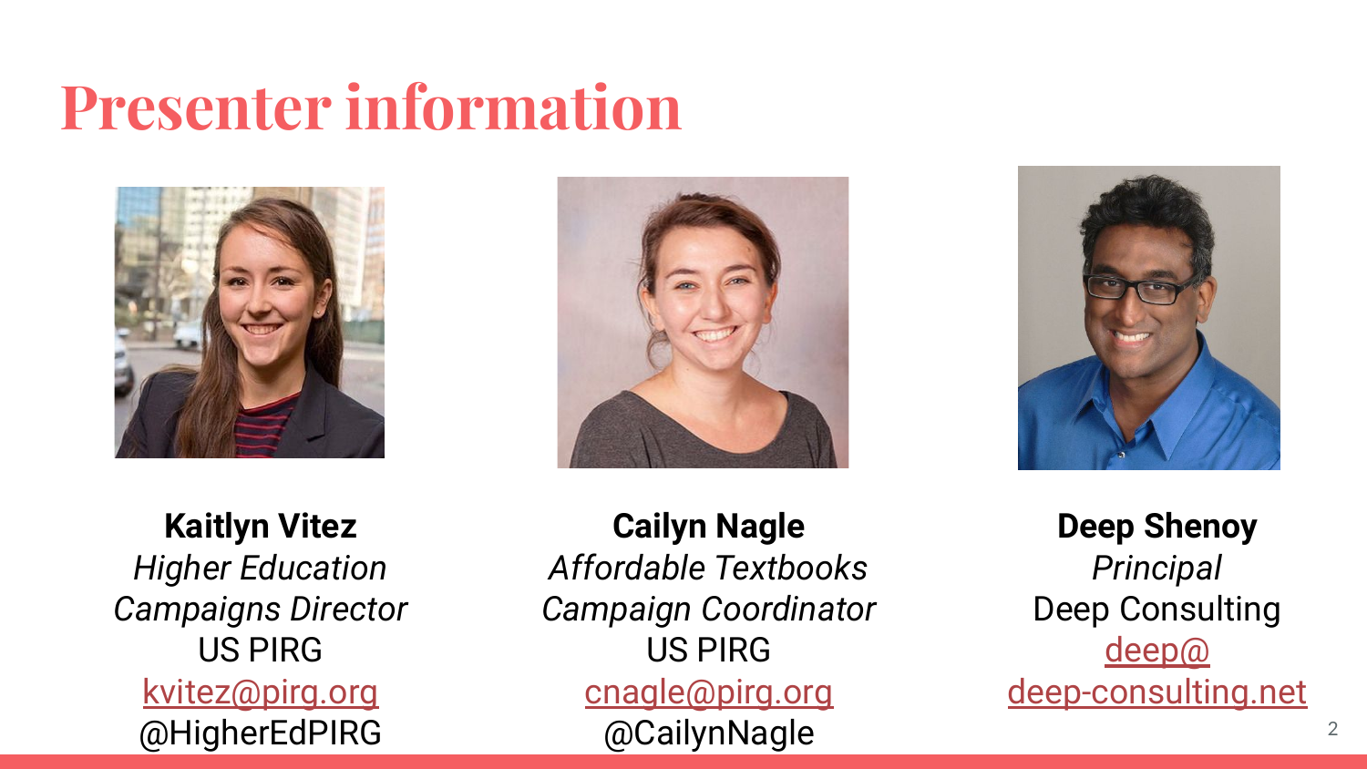# Presenter information

**Kaitlyn Vitez**
*Higher Education Campaigns Director*
US PIRG
kvitez@pirg.org
@HigherEdPIRG

**Cailyn Nagle**
*Affordable Textbooks Campaign Coordinator*
US PIRG
cnagle@pirg.org
@CailynNagle

**Deep Shenoy**
*Principal*
Deep Consulting
deep@deep-consulting.net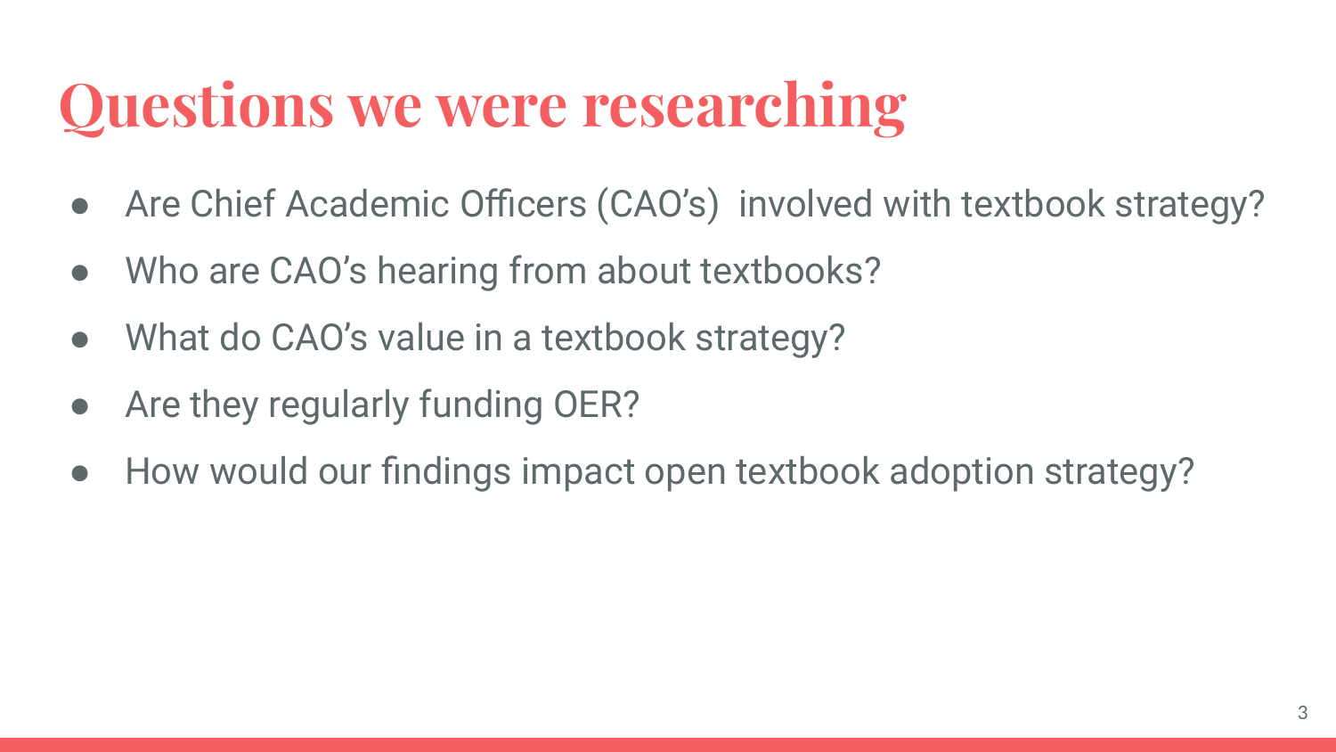# Questions we were researching

- Are Chief Academic Officers (CAO's)  involved with textbook strategy?
- Who are CAO's hearing from about textbooks?
- What do CAO's value in a textbook strategy?
- Are they regularly funding OER?
- How would our findings impact open textbook adoption strategy?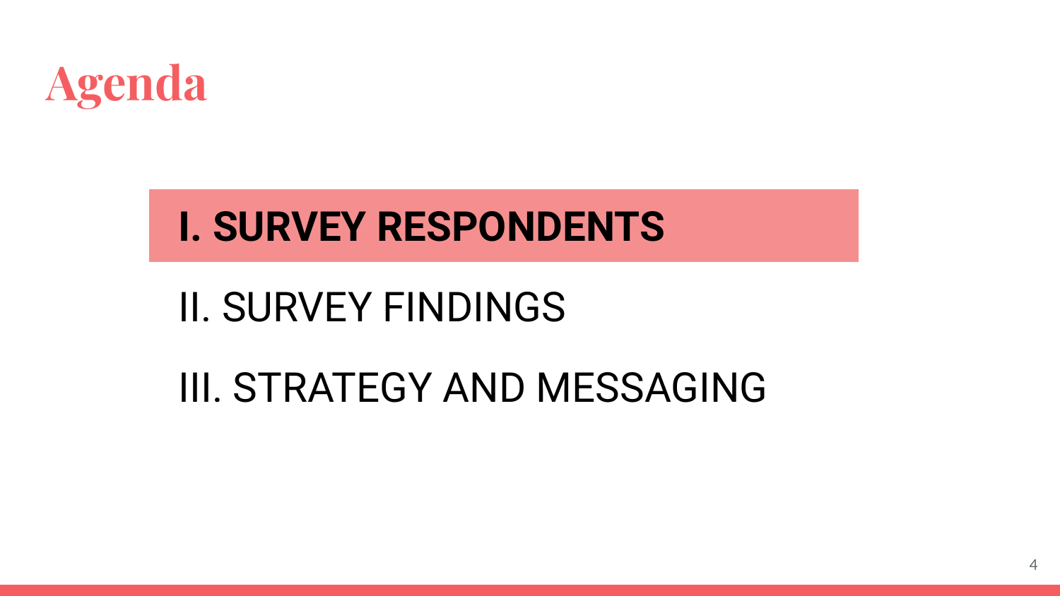# Agenda

**I. SURVEY RESPONDENTS**

II. SURVEY FINDINGS

III. STRATEGY AND MESSAGING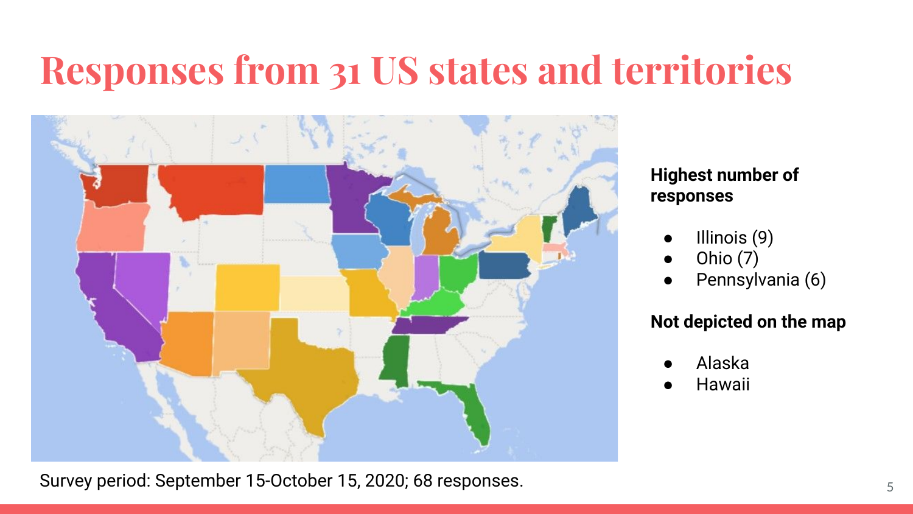# Responses from 31 US states and territories

**Highest number of responses**

- Illinois (9)
- Ohio (7)
- Pennsylvania (6)

**Not depicted on the map**

- Alaska
- Hawaii

Survey period: September 15-October 15, 2020; 68 responses.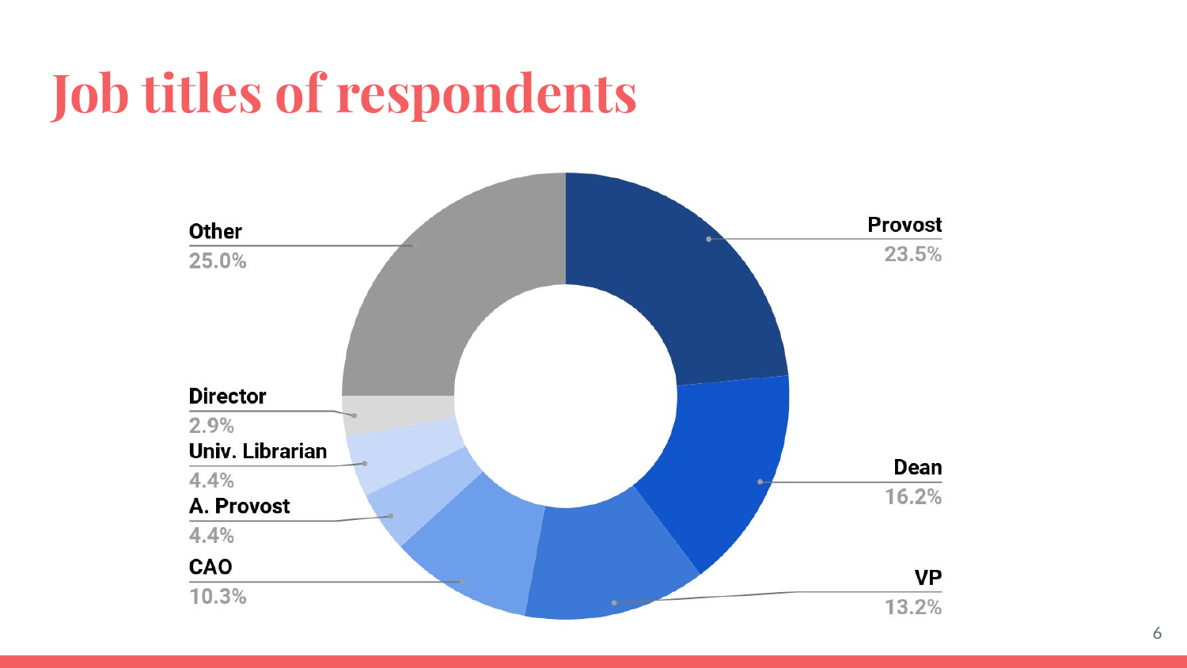# Job titles of respondents

| Job title | Percentage |
|---|---|
| Provost | 23.5% |
| Dean | 16.2% |
| VP | 13.2% |
| CAO | 10.3% |
| A. Provost | 4.4% |
| Univ. Librarian | 4.4% |
| Director | 2.9% |
| Other | 25.0% |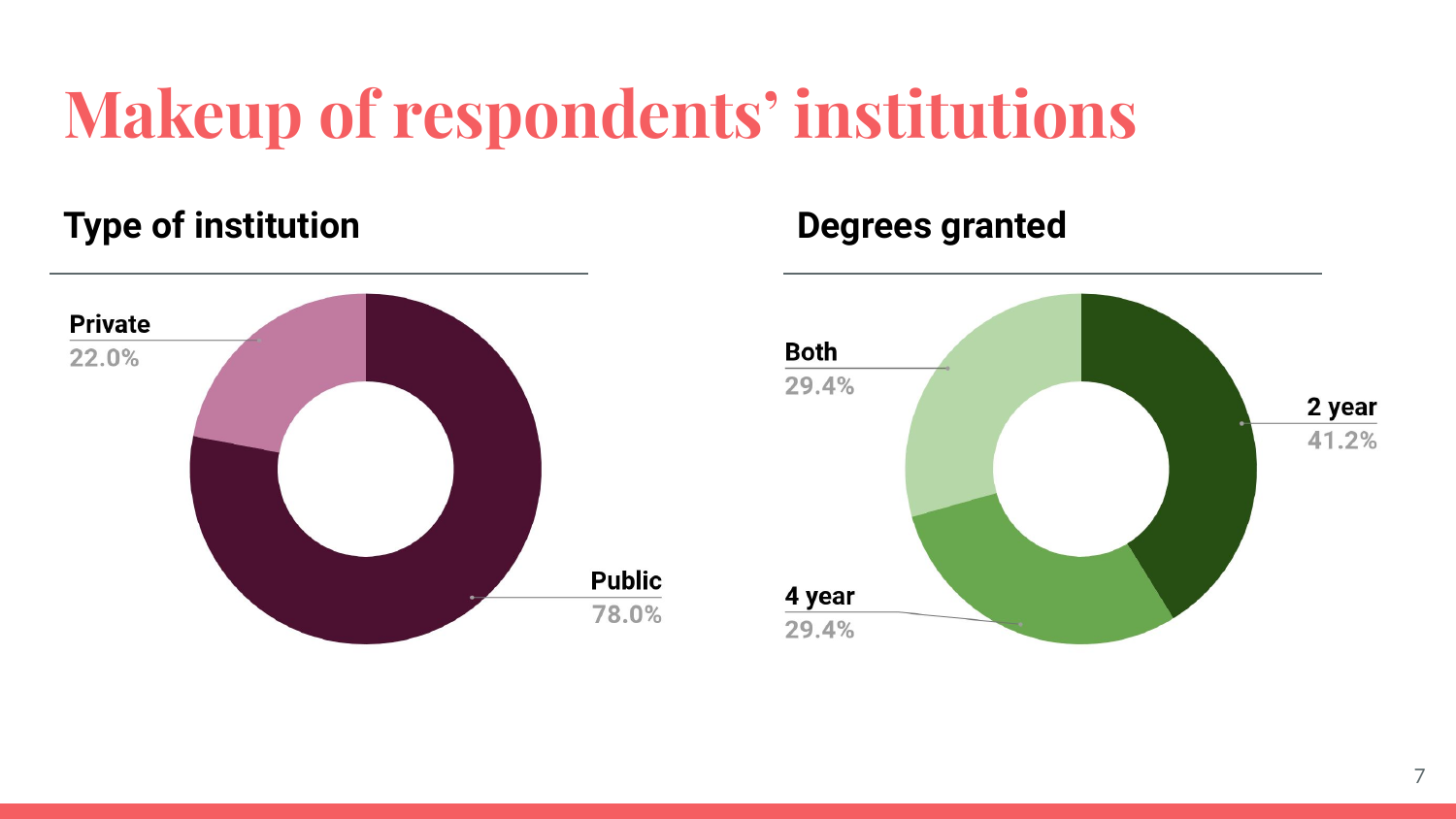# Makeup of respondents' institutions

## Type of institution

Private
22.0%

Public
78.0%

## Degrees granted

Both
29.4%

2 year
41.2%

4 year
29.4%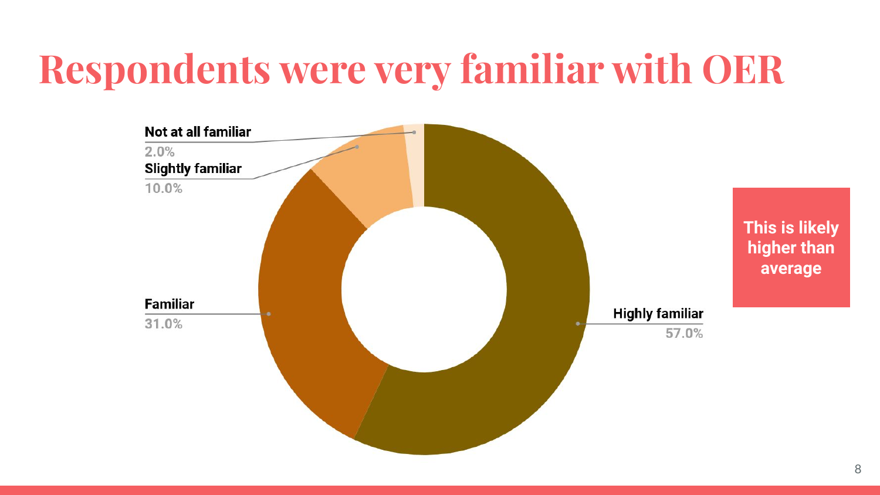# Respondents were very familiar with OER

| Familiarity | Percentage |
| --- | --- |
| Highly familiar | 57.0% |
| Familiar | 31.0% |
| Slightly familiar | 10.0% |
| Not at all familiar | 2.0% |

**This is likely higher than average**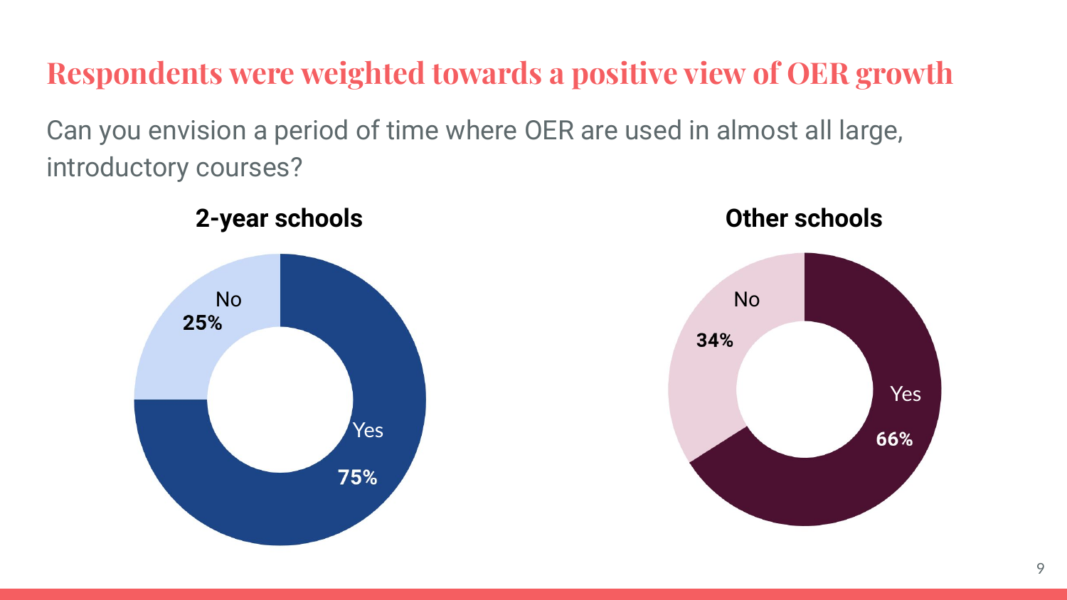# Respondents were weighted towards a positive view of OER growth

Can you envision a period of time where OER are used in almost all large, introductory courses?

**2-year schools**

No **25%**

Yes **75%**

**Other schools**

No **34%**

Yes **66%**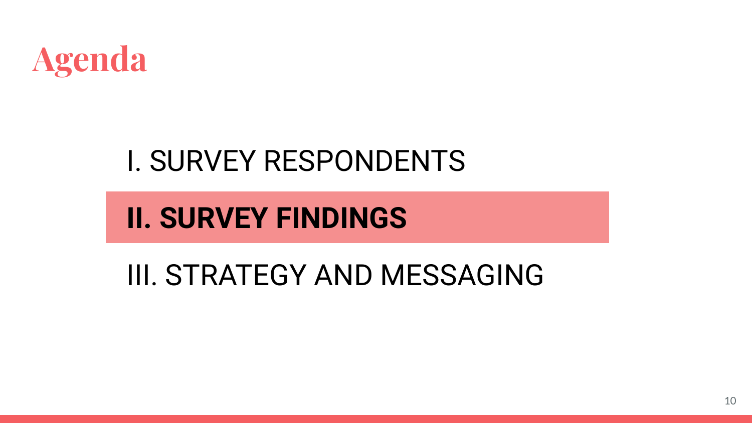# Agenda

I. SURVEY RESPONDENTS

**II. SURVEY FINDINGS**

III. STRATEGY AND MESSAGING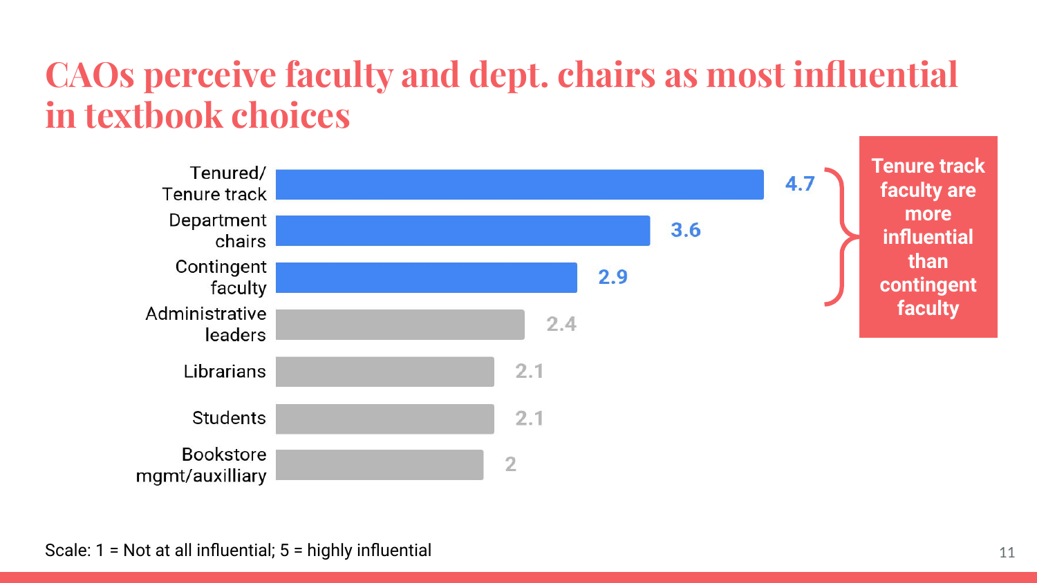# CAOs perceive faculty and dept. chairs as most influential in textbook choices

| Group | Rating |
|---|---|
| Tenured/ Tenure track | 4.7 |
| Department chairs | 3.6 |
| Contingent faculty | 2.9 |
| Administrative leaders | 2.4 |
| Librarians | 2.1 |
| Students | 2.1 |
| Bookstore mgmt/auxilliary | 2 |

**Tenure track faculty are more influential than contingent faculty**

Scale: 1 = Not at all influential; 5 = highly influential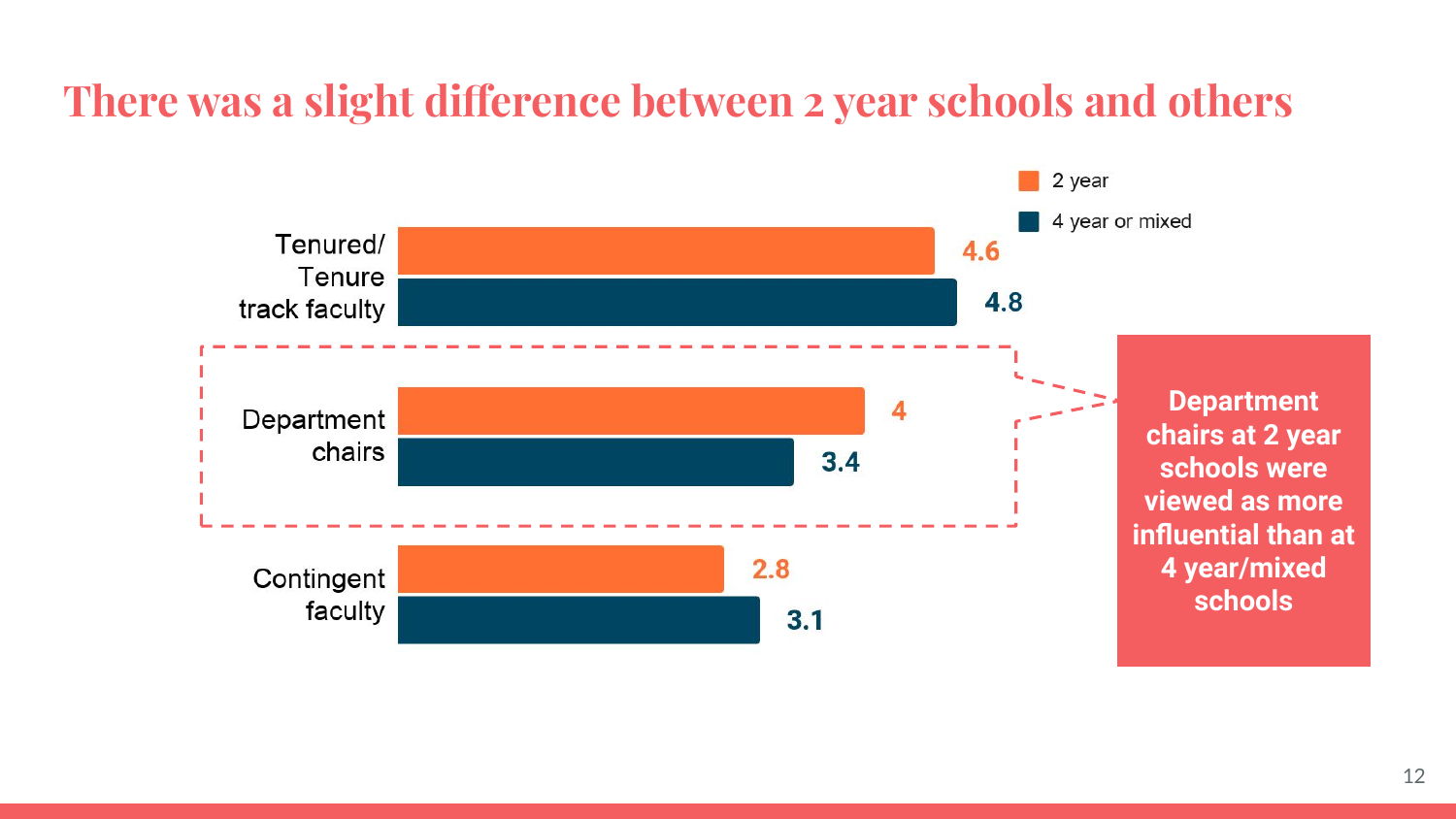# There was a slight difference between 2 year schools and others

| | 2 year | 4 year or mixed |
|---|---|---|
| Tenured/ Tenure track faculty | 4.6 | 4.8 |
| Department chairs | 4 | 3.4 |
| Contingent faculty | 2.8 | 3.1 |

**Department chairs at 2 year schools were viewed as more influential than at 4 year/mixed schools**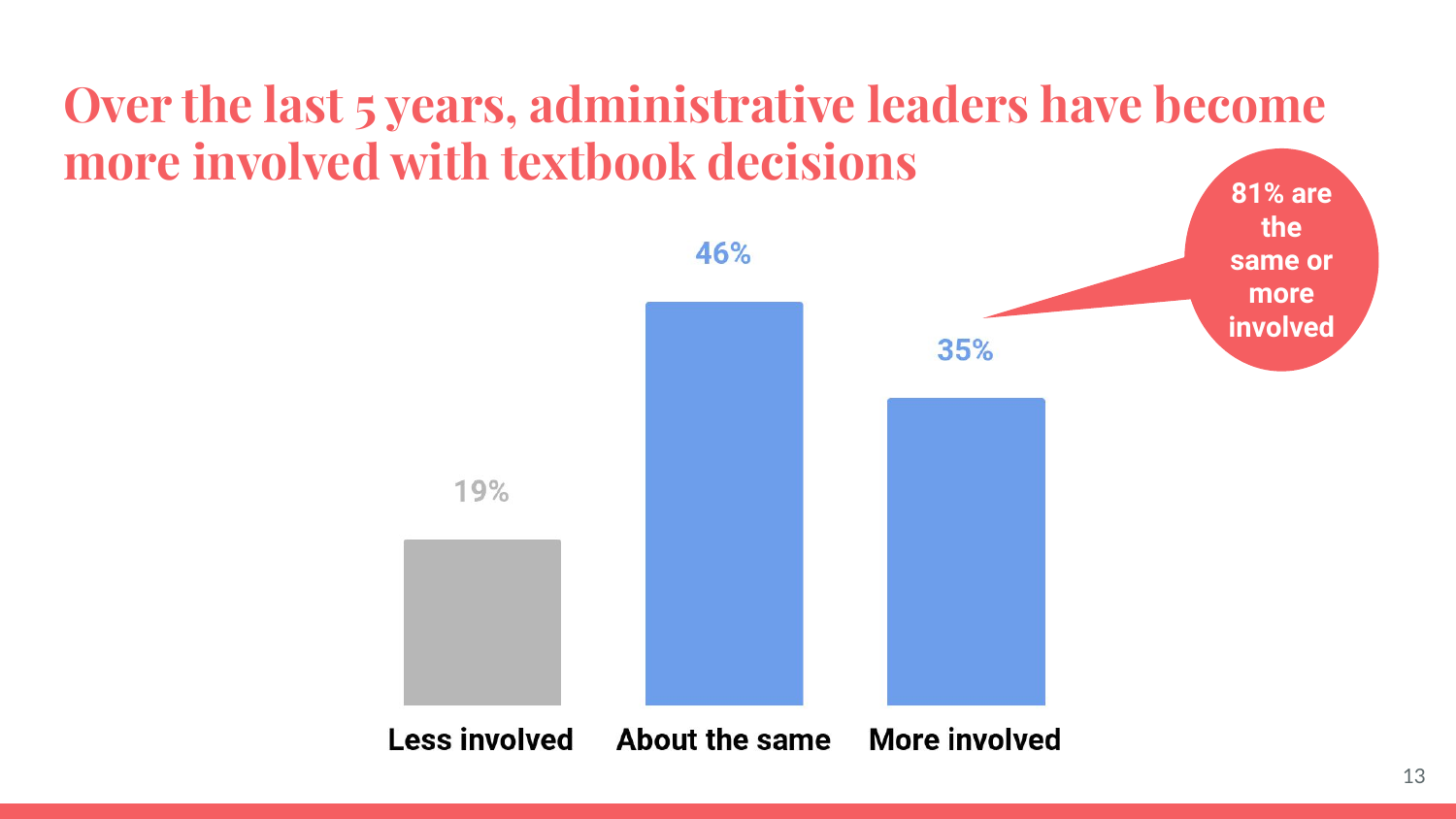# Over the last 5 years, administrative leaders have become more involved with textbook decisions

| Less involved | About the same | More involved |
|---|---|---|
| 19% | 46% | 35% |

**81% are the same or more involved**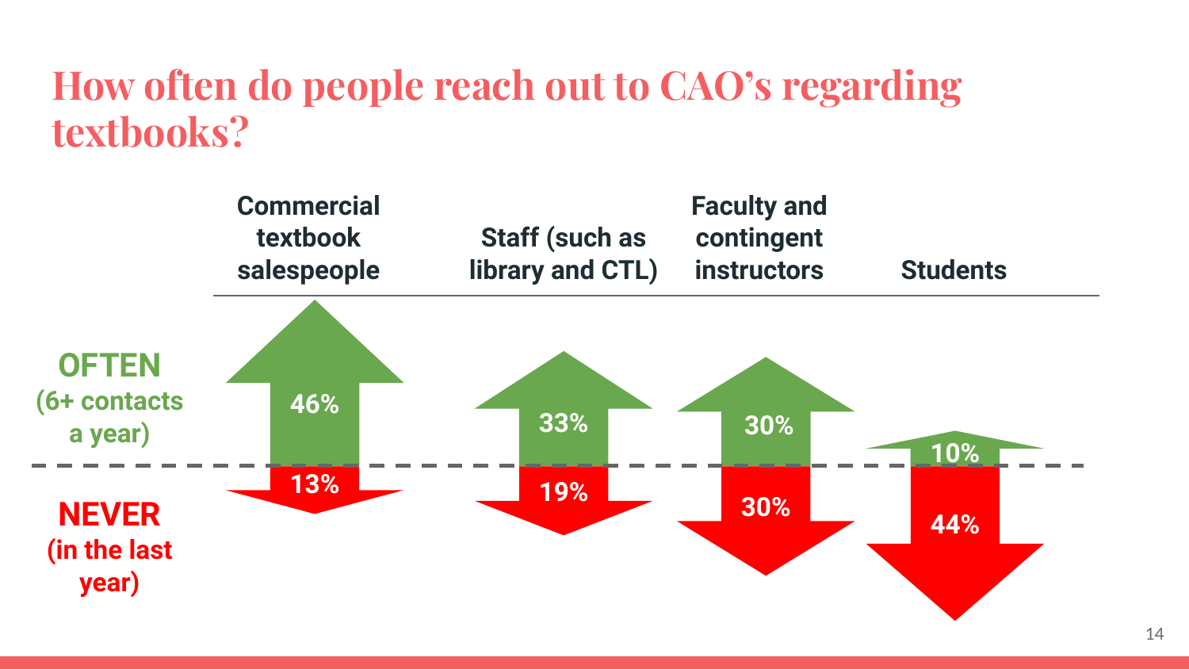# How often do people reach out to CAO's regarding textbooks?

| | Commercial textbook salespeople | Staff (such as library and CTL) | Faculty and contingent instructors | Students |
|---|---|---|---|---|
| **OFTEN** (6+ contacts a year) | 46% | 33% | 30% | 10% |
| **NEVER** (in the last year) | 13% | 19% | 30% | 44% |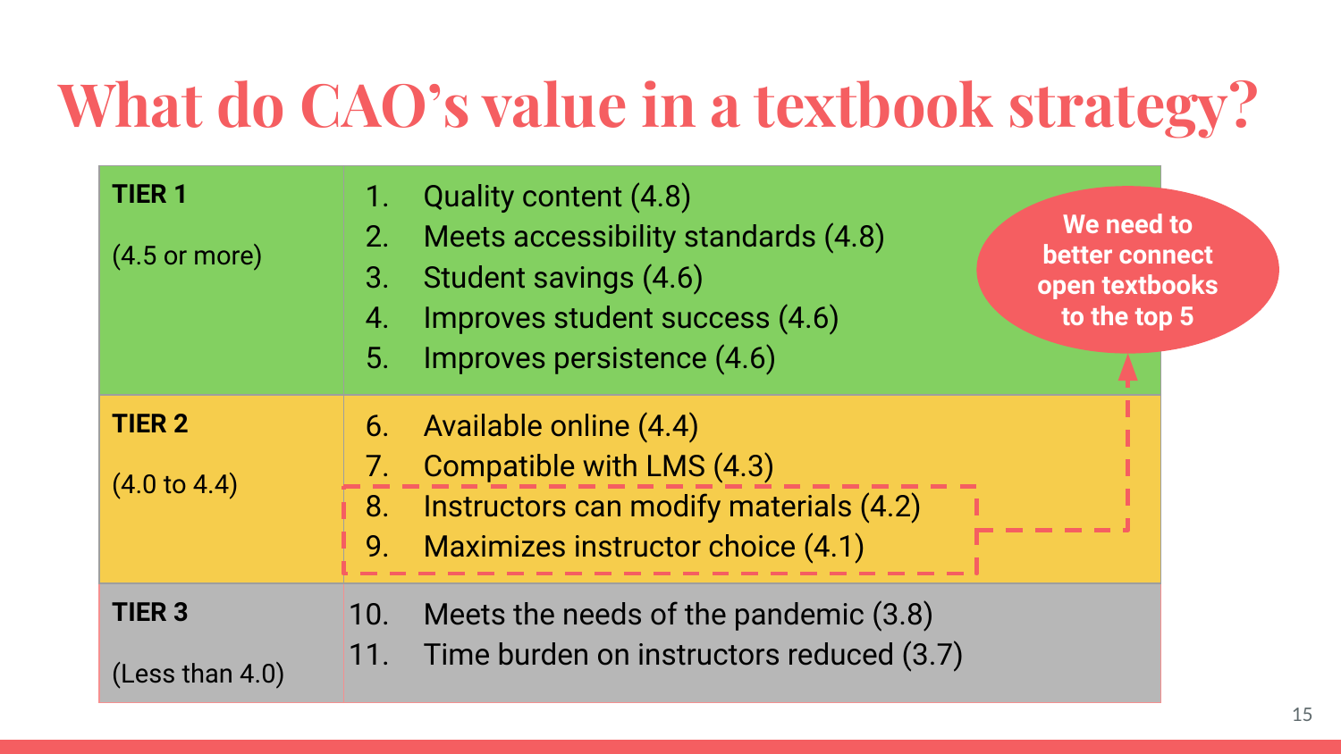# What do CAO's value in a textbook strategy?

| Tier | Values |
| --- | --- |
| **TIER 1** (4.5 or more) | 1. Quality content (4.8)<br>2. Meets accessibility standards (4.8)<br>3. Student savings (4.6)<br>4. Improves student success (4.6)<br>5. Improves persistence (4.6) |
| **TIER 2** (4.0 to 4.4) | 6. Available online (4.4)<br>7. Compatible with LMS (4.3)<br>8. Instructors can modify materials (4.2)<br>9. Maximizes instructor choice (4.1) |
| **TIER 3** (Less than 4.0) | 10. Meets the needs of the pandemic (3.8)<br>11. Time burden on instructors reduced (3.7) |

**We need to better connect open textbooks to the top 5**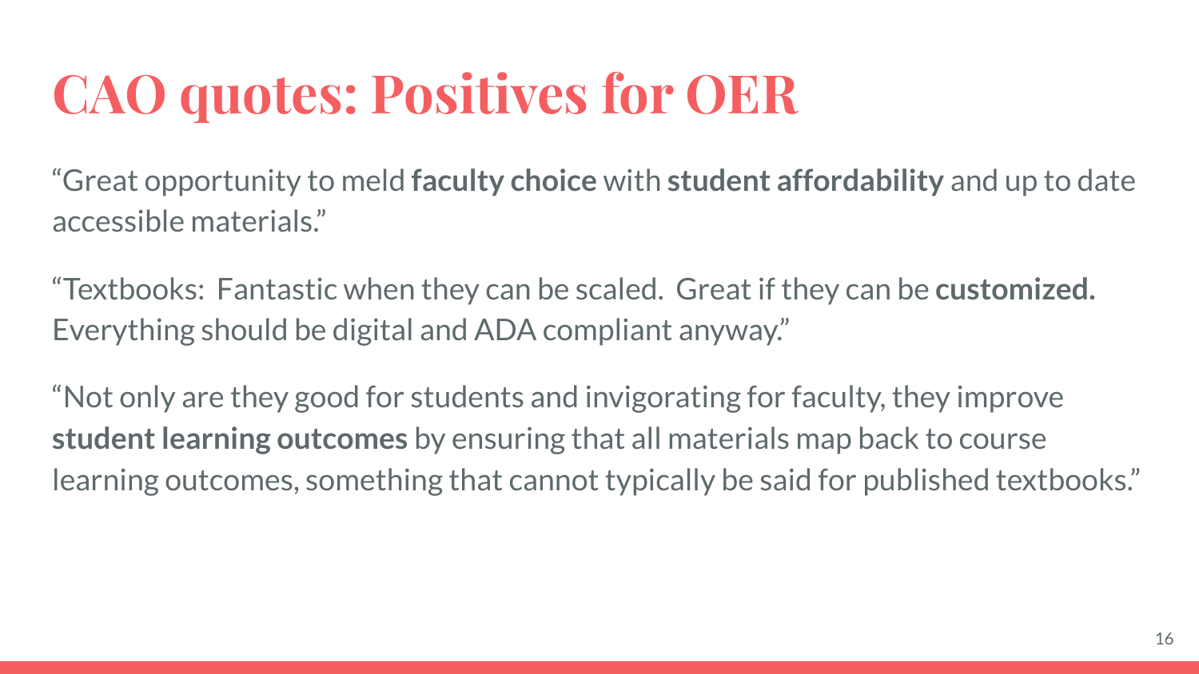# CAO quotes: Positives for OER

“Great opportunity to meld **faculty choice** with **student affordability** and up to date accessible materials.”

“Textbooks: Fantastic when they can be scaled. Great if they can be **customized.** Everything should be digital and ADA compliant anyway.”

“Not only are they good for students and invigorating for faculty, they improve **student learning outcomes** by ensuring that all materials map back to course learning outcomes, something that cannot typically be said for published textbooks.”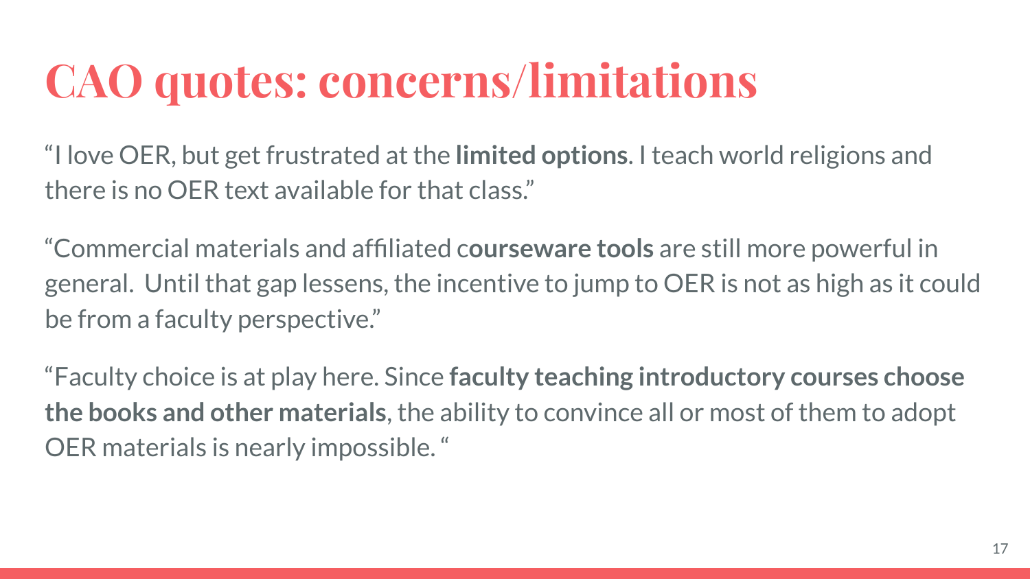# CAO quotes: concerns/limitations

"I love OER, but get frustrated at the **limited options**. I teach world religions and there is no OER text available for that class."

"Commercial materials and affiliated c**ourseware tools** are still more powerful in general.  Until that gap lessens, the incentive to jump to OER is not as high as it could be from a faculty perspective."

"Faculty choice is at play here. Since **faculty teaching introductory courses choose the books and other materials**, the ability to convince all or most of them to adopt OER materials is nearly impossible. "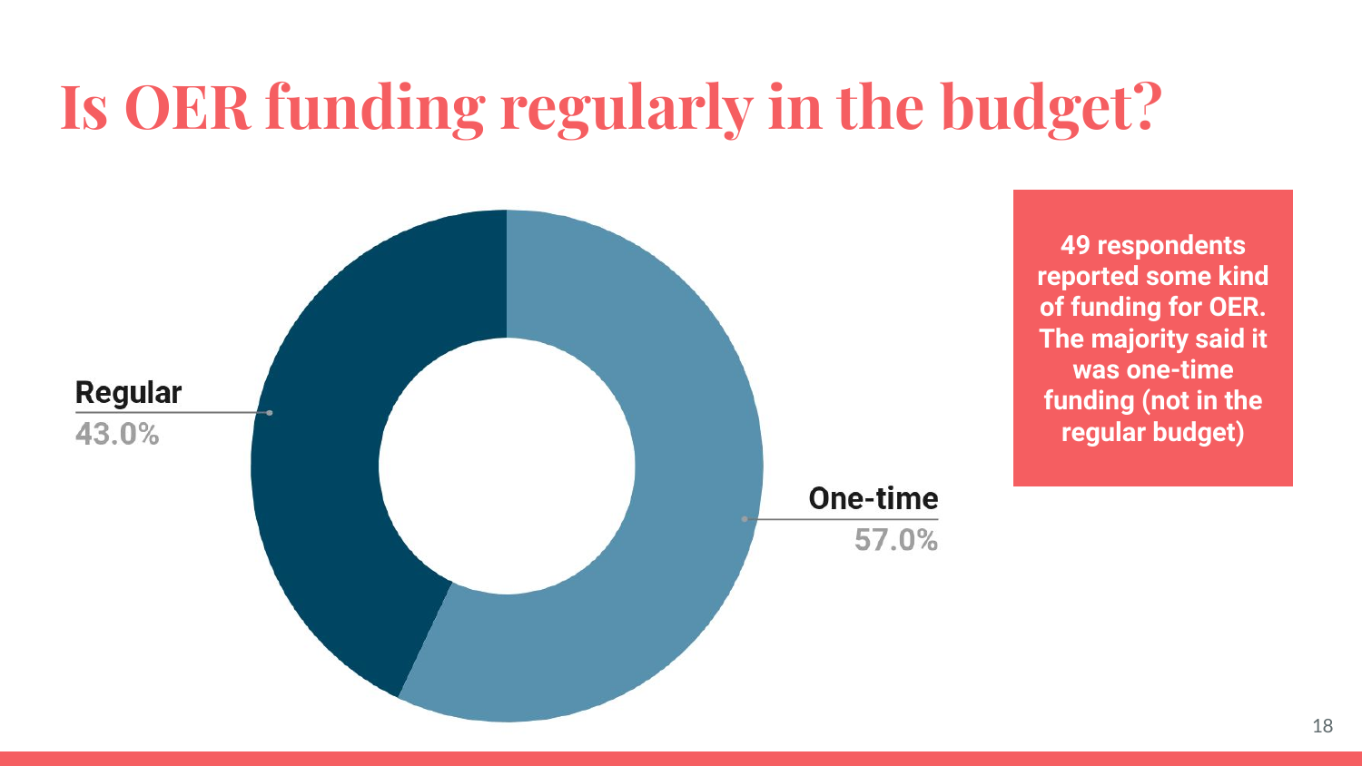# Is OER funding regularly in the budget?

Regular
43.0%

One-time
57.0%

**49 respondents reported some kind of funding for OER. The majority said it was one-time funding (not in the regular budget)**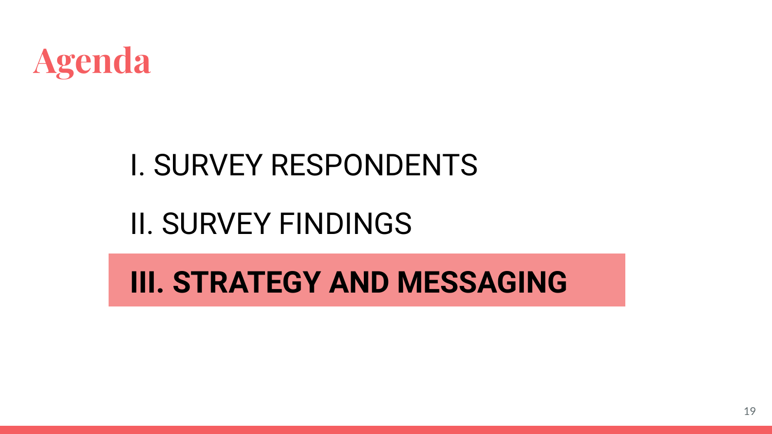# Agenda

I. SURVEY RESPONDENTS

II. SURVEY FINDINGS

**III. STRATEGY AND MESSAGING**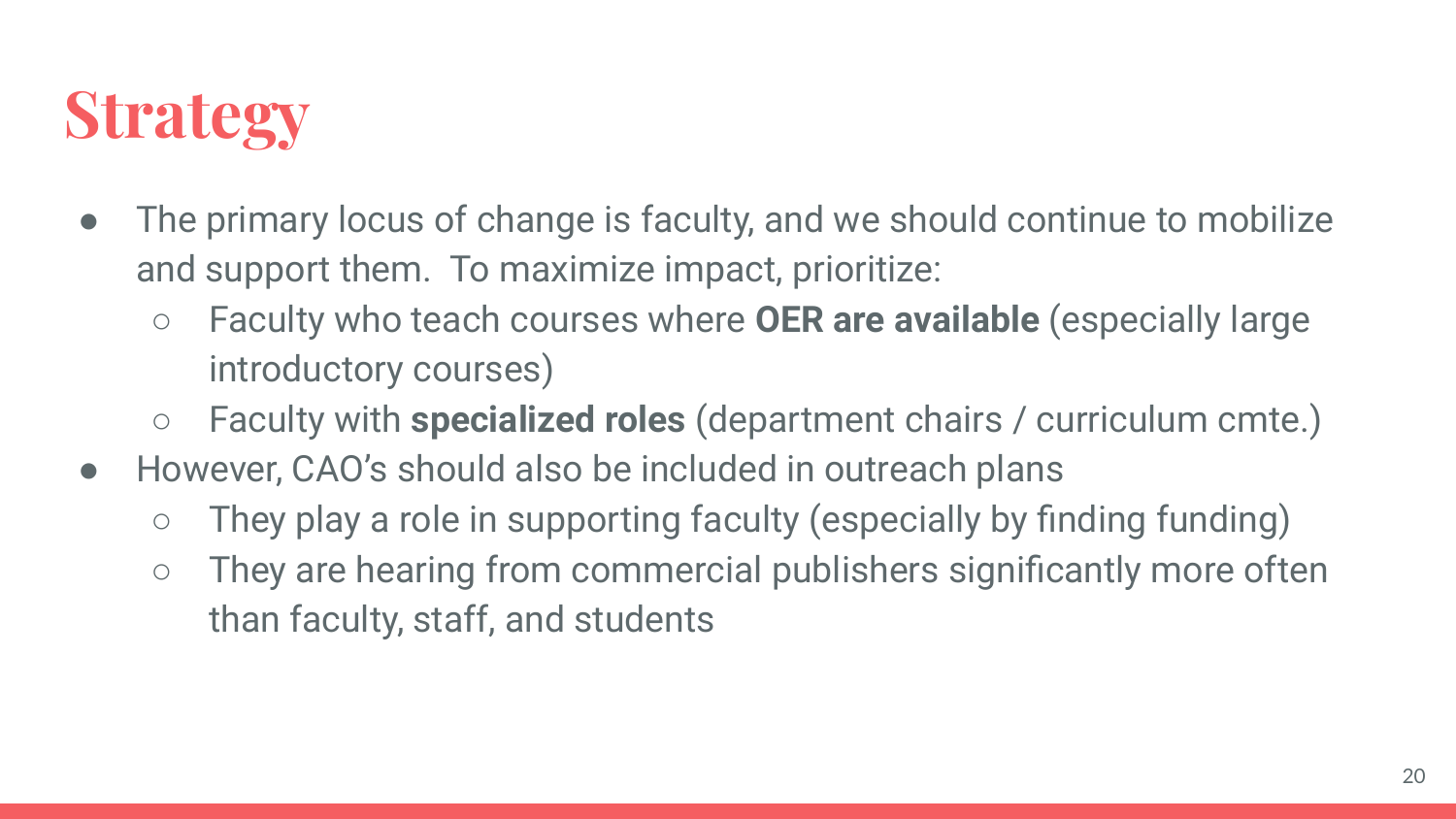# Strategy

- The primary locus of change is faculty, and we should continue to mobilize and support them. To maximize impact, prioritize:
  - Faculty who teach courses where **OER are available** (especially large introductory courses)
  - Faculty with **specialized roles** (department chairs / curriculum cmte.)
- However, CAO's should also be included in outreach plans
  - They play a role in supporting faculty (especially by finding funding)
  - They are hearing from commercial publishers significantly more often than faculty, staff, and students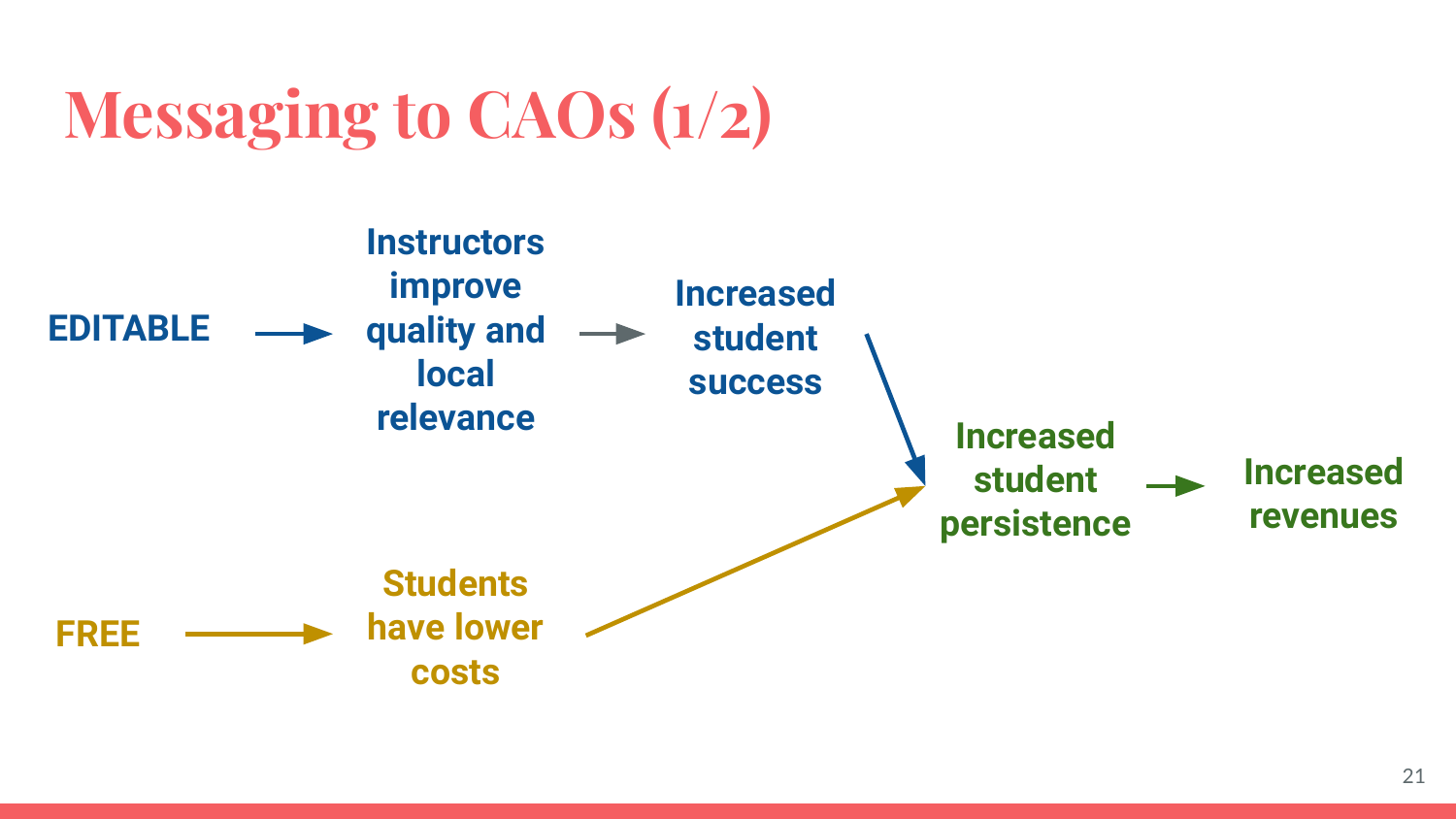# Messaging to CAOs (1/2)

EDITABLE → Instructors improve quality and local relevance → Increased student success → Increased student persistence → Increased revenues

FREE → Students have lower costs → Increased student persistence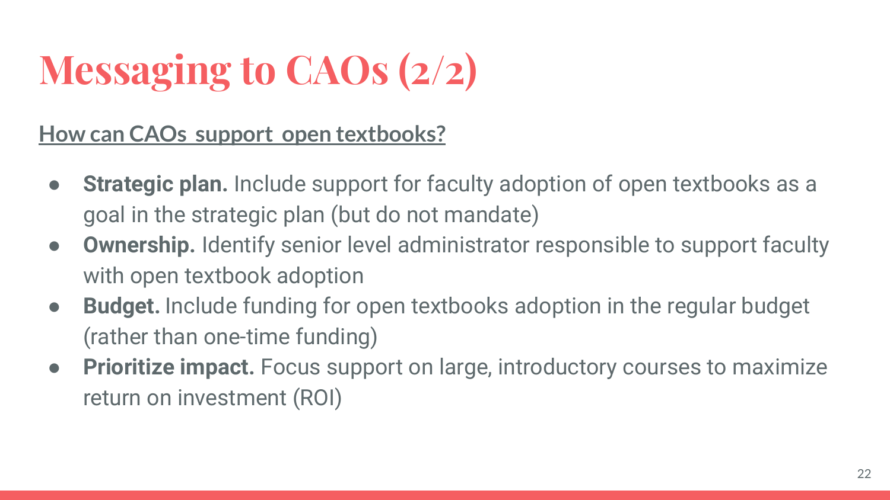# Messaging to CAOs (2/2)

**How can CAOs support open textbooks?**

- **Strategic plan.** Include support for faculty adoption of open textbooks as a goal in the strategic plan (but do not mandate)
- **Ownership.** Identify senior level administrator responsible to support faculty with open textbook adoption
- **Budget.** Include funding for open textbooks adoption in the regular budget (rather than one-time funding)
- **Prioritize impact.** Focus support on large, introductory courses to maximize return on investment (ROI)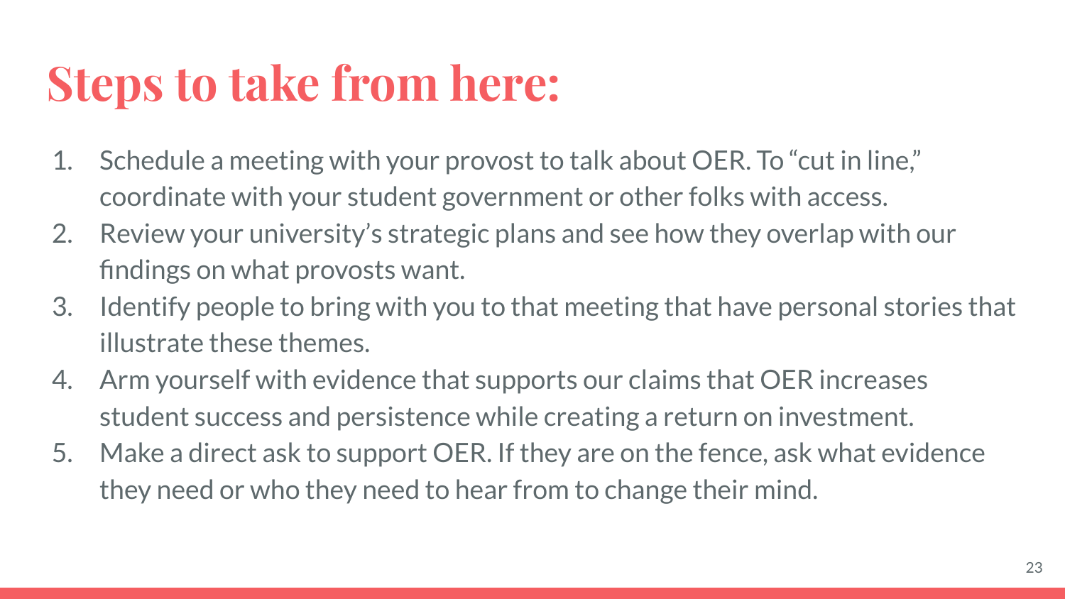# Steps to take from here:

1. Schedule a meeting with your provost to talk about OER. To “cut in line,” coordinate with your student government or other folks with access.
2. Review your university’s strategic plans and see how they overlap with our findings on what provosts want.
3. Identify people to bring with you to that meeting that have personal stories that illustrate these themes.
4. Arm yourself with evidence that supports our claims that OER increases student success and persistence while creating a return on investment.
5. Make a direct ask to support OER. If they are on the fence, ask what evidence they need or who they need to hear from to change their mind.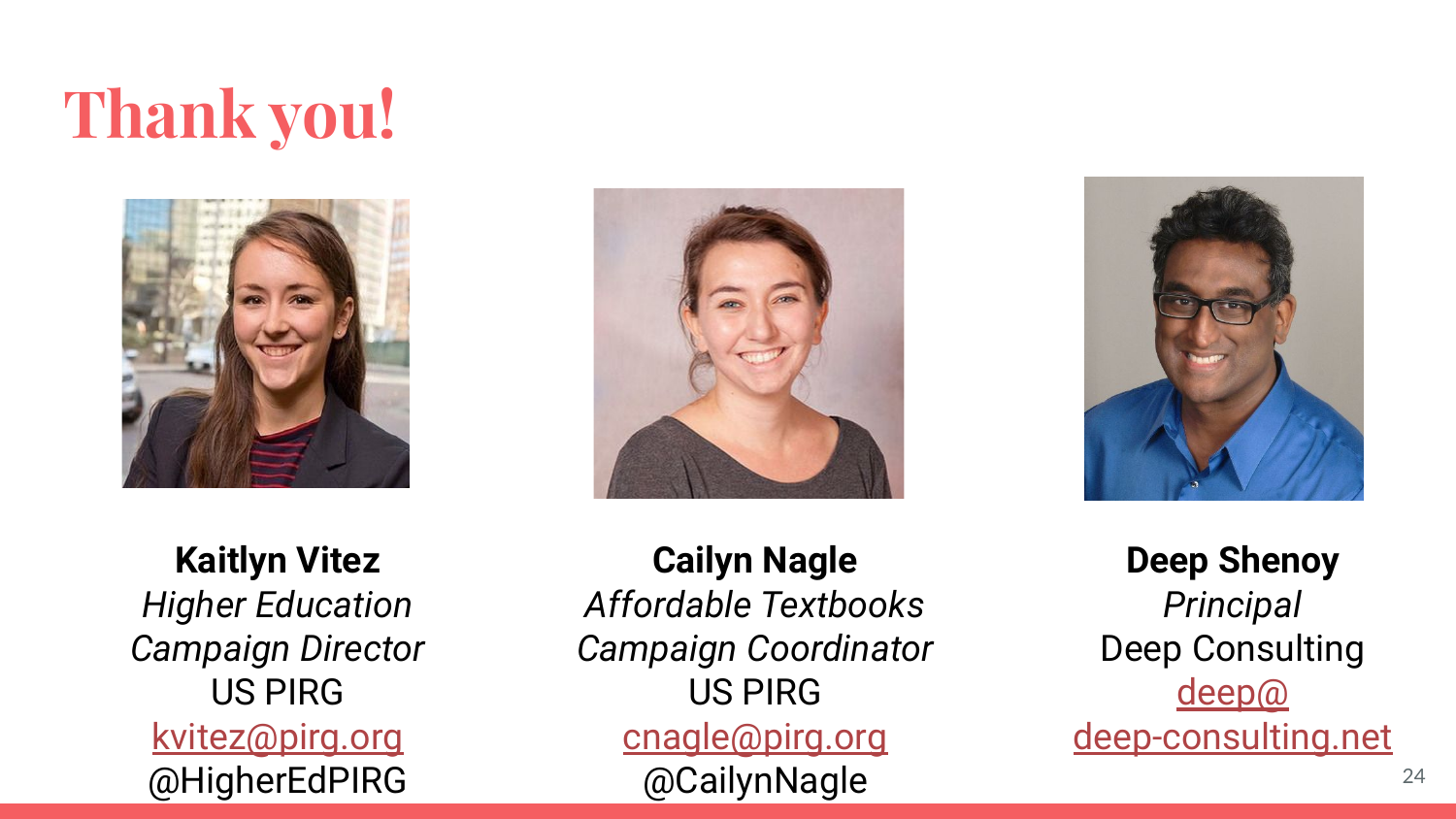# Thank you!

**Kaitlyn Vitez**
*Higher Education Campaign Director*
US PIRG
kvitez@pirg.org
@HigherEdPIRG

**Cailyn Nagle**
*Affordable Textbooks Campaign Coordinator*
US PIRG
cnagle@pirg.org
@CailynNagle

**Deep Shenoy**
*Principal*
Deep Consulting
deep@deep-consulting.net